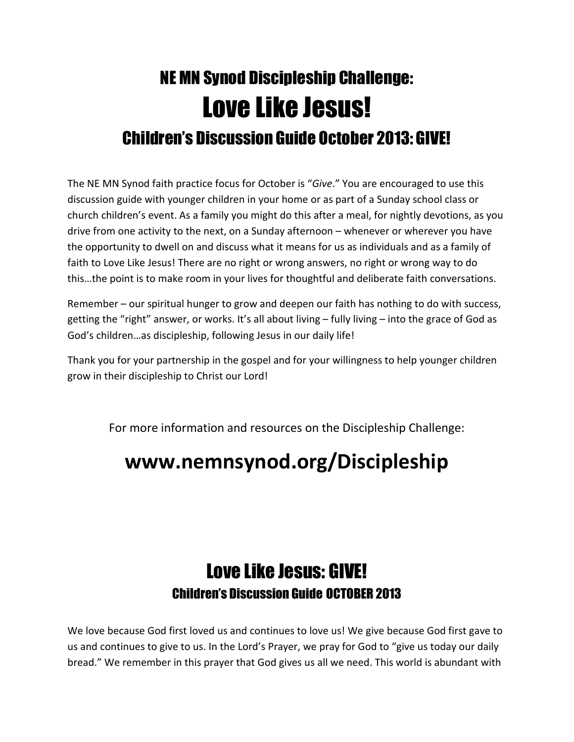# NE MN Synod Discipleship Challenge:

# Love Like Jesus!

## Children's Discussion Guide October 2013: GIVE!

The NE MN Synod faith practice focus for October is "*Give*." You are encouraged to use this discussion guide with younger children in your home or as part of a Sunday school class or church children's event. As a family you might do this after a meal, for nightly devotions, as you drive from one activity to the next, on a Sunday afternoon – whenever or wherever you have the opportunity to dwell on and discuss what it means for us as individuals and as a family of faith to Love Like Jesus! There are no right or wrong answers, no right or wrong way to do this…the point is to make room in your lives for thoughtful and deliberate faith conversations.

Remember – our spiritual hunger to grow and deepen our faith has nothing to do with success, getting the "right" answer, or works. It's all about living – fully living – into the grace of God as God's children…as discipleship, following Jesus in our daily life!

Thank you for your partnership in the gospel and for your willingness to help younger children grow in their discipleship to Christ our Lord!

For more information and resources on the Discipleship Challenge:

**www.nemnsynod.org/Discipleship**

## Love Like Jesus: GIVE!

### Children's Discussion Guide OCTOBER 2013

We love because God first loved us and continues to love us! We give because God first gave to us and continues to give to us. In the Lord's Prayer, we pray for God to "give us today our daily bread." We remember in this prayer that God gives us all we need. This world is abundant with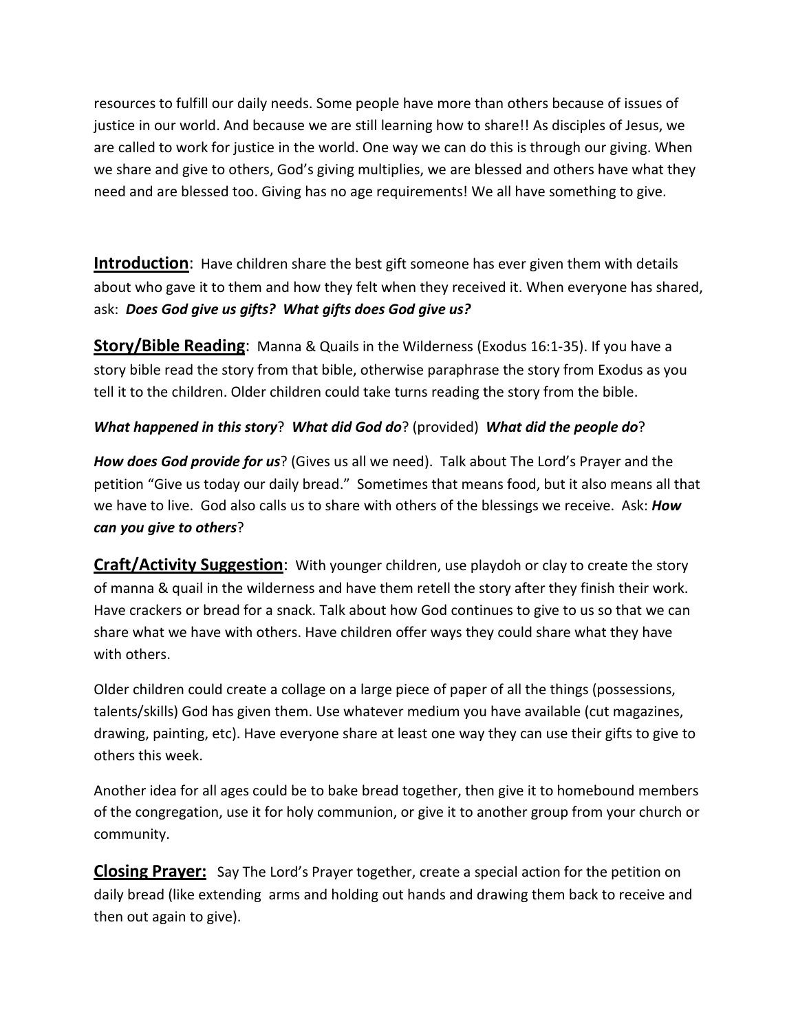resources to fulfill our daily needs. Some people have more than others because of issues of justice in our world. And because we are still learning how to share!! As disciples of Jesus, we are called to work for justice in the world. One way we can do this is through our giving. When we share and give to others, God's giving multiplies, we are blessed and others have what they need and are blessed too. Giving has no age requirements! We all have something to give.

**Introduction**: Have children share the best gift someone has ever given them with details about who gave it to them and how they felt when they received it. When everyone has shared, ask: ***Does God give us gifts? What gifts does God give us?***

**Story/Bible Reading**: Manna & Quails in the Wilderness (Exodus 16:1-35). If you have a story bible read the story from that bible, otherwise paraphrase the story from Exodus as you tell it to the children. Older children could take turns reading the story from the bible.

***What happened in this story***? ***What did God do***? (provided) ***What did the people do***?

***How does God provide for us***? (Gives us all we need). Talk about The Lord's Prayer and the petition "Give us today our daily bread." Sometimes that means food, but it also means all that we have to live. God also calls us to share with others of the blessings we receive. Ask: ***How can you give to others***?

**Craft/Activity Suggestion**: With younger children, use playdoh or clay to create the story of manna & quail in the wilderness and have them retell the story after they finish their work. Have crackers or bread for a snack. Talk about how God continues to give to us so that we can share what we have with others. Have children offer ways they could share what they have with others.

Older children could create a collage on a large piece of paper of all the things (possessions, talents/skills) God has given them. Use whatever medium you have available (cut magazines, drawing, painting, etc). Have everyone share at least one way they can use their gifts to give to others this week.

Another idea for all ages could be to bake bread together, then give it to homebound members of the congregation, use it for holy communion, or give it to another group from your church or community.

**Closing Prayer:** Say The Lord's Prayer together, create a special action for the petition on daily bread (like extending arms and holding out hands and drawing them back to receive and then out again to give).